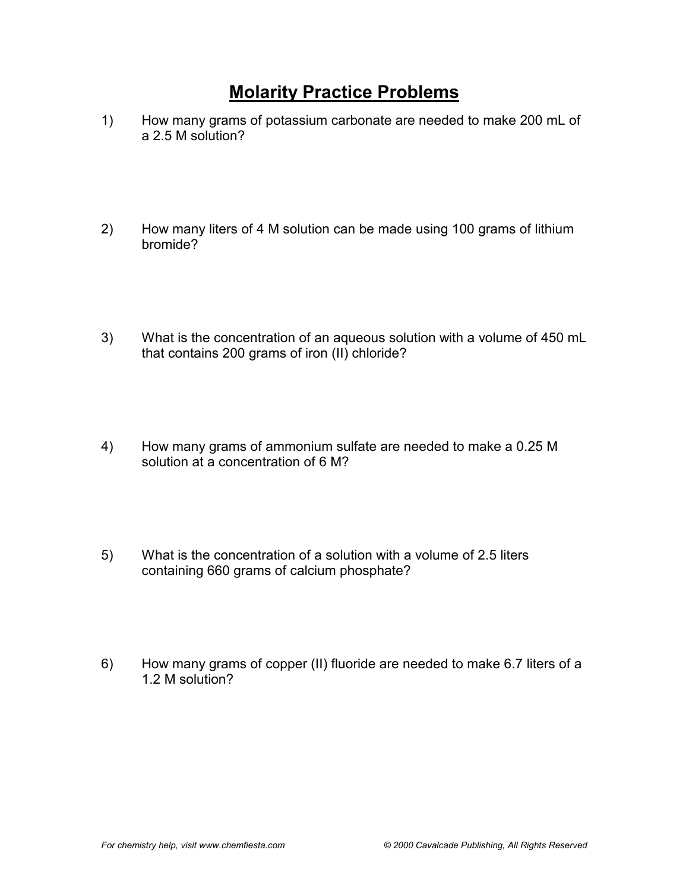# Molarity Practice Problems

1) How many grams of potassium carbonate are needed to make 200 mL of a 2.5 M solution?

2) How many liters of 4 M solution can be made using 100 grams of lithium bromide?

3) What is the concentration of an aqueous solution with a volume of 450 mL that contains 200 grams of iron (II) chloride?

4) How many grams of ammonium sulfate are needed to make a 0.25 M solution at a concentration of 6 M?

5) What is the concentration of a solution with a volume of 2.5 liters containing 660 grams of calcium phosphate?

6) How many grams of copper (II) fluoride are needed to make 6.7 liters of a 1.2 M solution?

*For chemistry help, visit www.chemfiesta.com* *© 2000 Cavalcade Publishing, All Rights Reserved*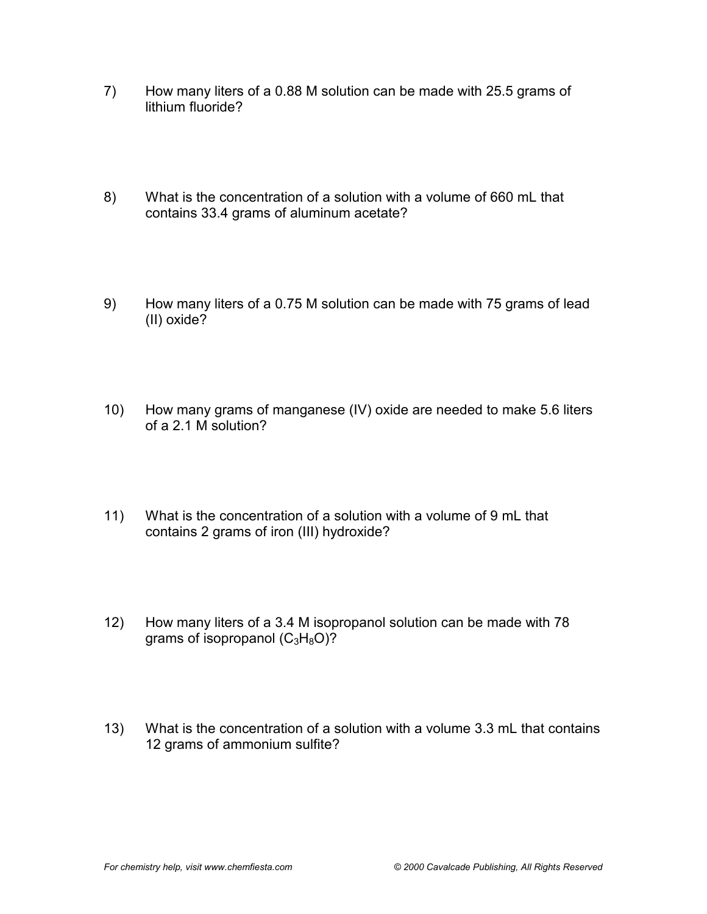7) How many liters of a 0.88 M solution can be made with 25.5 grams of lithium fluoride?

8) What is the concentration of a solution with a volume of 660 mL that contains 33.4 grams of aluminum acetate?

9) How many liters of a 0.75 M solution can be made with 75 grams of lead (II) oxide?

10) How many grams of manganese (IV) oxide are needed to make 5.6 liters of a 2.1 M solution?

11) What is the concentration of a solution with a volume of 9 mL that contains 2 grams of iron (III) hydroxide?

12) How many liters of a 3.4 M isopropanol solution can be made with 78 grams of isopropanol ($C_3H_8O$)?

13) What is the concentration of a solution with a volume 3.3 mL that contains 12 grams of ammonium sulfite?

*For chemistry help, visit www.chemfiesta.com* *© 2000 Cavalcade Publishing, All Rights Reserved*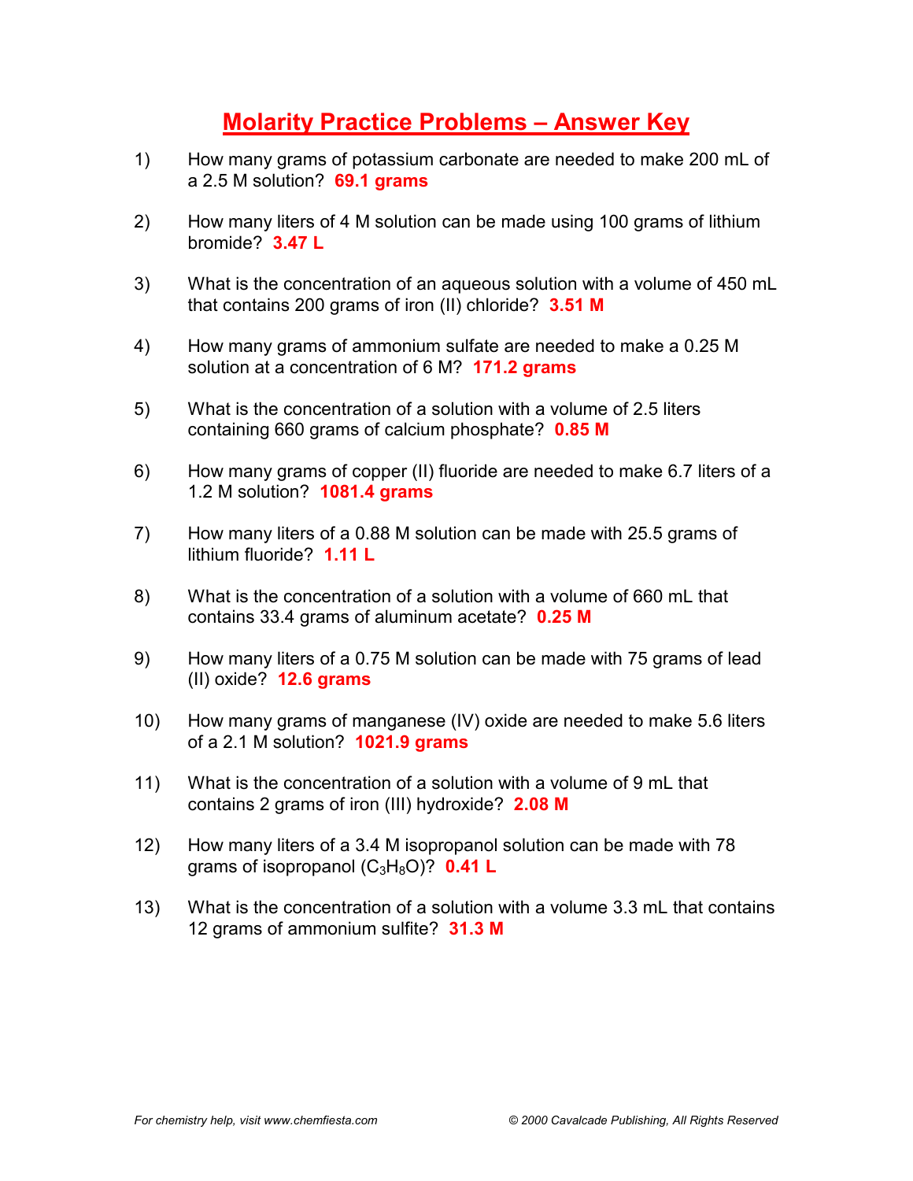# Molarity Practice Problems – Answer Key

1) How many grams of potassium carbonate are needed to make 200 mL of a 2.5 M solution? **69.1 grams**

2) How many liters of 4 M solution can be made using 100 grams of lithium bromide? **3.47 L**

3) What is the concentration of an aqueous solution with a volume of 450 mL that contains 200 grams of iron (II) chloride? **3.51 M**

4) How many grams of ammonium sulfate are needed to make a 0.25 M solution at a concentration of 6 M? **171.2 grams**

5) What is the concentration of a solution with a volume of 2.5 liters containing 660 grams of calcium phosphate? **0.85 M**

6) How many grams of copper (II) fluoride are needed to make 6.7 liters of a 1.2 M solution? **1081.4 grams**

7) How many liters of a 0.88 M solution can be made with 25.5 grams of lithium fluoride? **1.11 L**

8) What is the concentration of a solution with a volume of 660 mL that contains 33.4 grams of aluminum acetate? **0.25 M**

9) How many liters of a 0.75 M solution can be made with 75 grams of lead (II) oxide? **12.6 grams**

10) How many grams of manganese (IV) oxide are needed to make 5.6 liters of a 2.1 M solution? **1021.9 grams**

11) What is the concentration of a solution with a volume of 9 mL that contains 2 grams of iron (III) hydroxide? **2.08 M**

12) How many liters of a 3.4 M isopropanol solution can be made with 78 grams of isopropanol ($C_3H_8O$)? **0.41 L**

13) What is the concentration of a solution with a volume 3.3 mL that contains 12 grams of ammonium sulfite? **31.3 M**

*For chemistry help, visit www.chemfiesta.com* *© 2000 Cavalcade Publishing, All Rights Reserved*